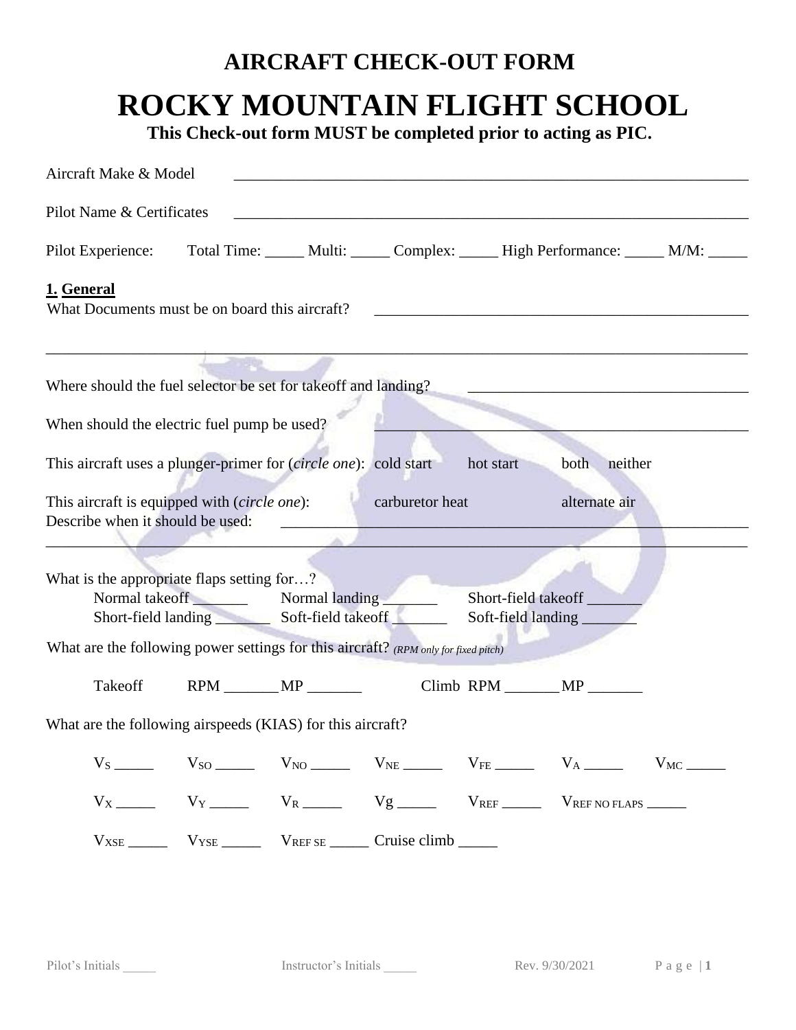# AIRCRAFT CHECK-OUT FORM

# ROCKY MOUNTAIN FLIGHT SCHOOL

**This Check-out form MUST be completed prior to acting as PIC.**

Aircraft Make & Model ______________________________________________________________________

Pilot Name & Certificates ______________________________________________________________________

Pilot Experience: Total Time: _____ Multi: _____ Complex: _____ High Performance: _____ M/M: _____

## 1. General

What Documents must be on board this aircraft? ______________________________________________

______________________________________________________________________________________

Where should the fuel selector be set for takeoff and landing? ____________________________________

When should the electric fuel pump be used? _________________________________________________

This aircraft uses a plunger-primer for (*circle one*): cold start hot start both neither

This aircraft is equipped with (*circle one*): carburetor heat alternate air

Describe when it should be used: ___________________________________________________________

______________________________________________________________________________________

What is the appropriate flaps setting for…?

Normal takeoff _______ Normal landing _______ Short-field takeoff _______

Short-field landing _______ Soft-field takeoff _______ Soft-field landing _______

What are the following power settings for this aircraft? *(RPM only for fixed pitch)*

Takeoff RPM _______ MP _______ Climb RPM _______ MP _______

What are the following airspeeds (KIAS) for this aircraft?

$V_S$ _____ $V_{SO}$ _____ $V_{NO}$ _____ $V_{NE}$ _____ $V_{FE}$ _____ $V_A$ _____ $V_{MC}$ _____

$V_X$ _____ $V_Y$ _____ $V_R$ _____ Vg _____ $V_{REF}$ _____ $V_{REF\ NO\ FLAPS}$ _____

$V_{XSE}$ _____ $V_{YSE}$ _____ $V_{REF\ SE}$ _____ Cruise climb _____

Pilot's Initials _____ Instructor's Initials _____ Rev. 9/30/2021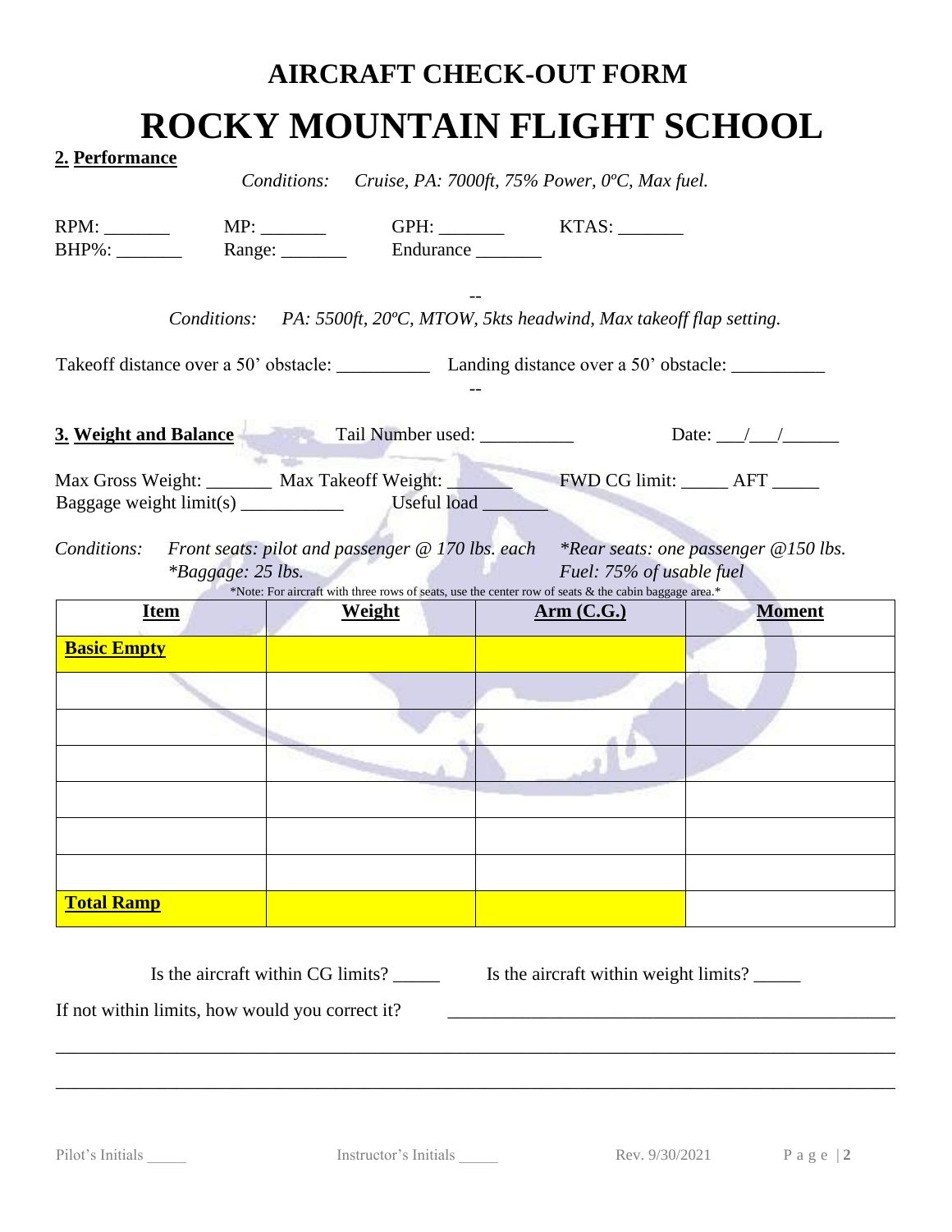# AIRCRAFT CHECK-OUT FORM

# ROCKY MOUNTAIN FLIGHT SCHOOL

**2. Performance**

*Conditions: Cruise, PA: 7000ft, 75% Power, 0ºC, Max fuel.*

RPM: _______ MP: _______ GPH: _______ KTAS: _______
BHP%: _______ Range: _______ Endurance _______

--

*Conditions: PA: 5500ft, 20ºC, MTOW, 5kts headwind, Max takeoff flap setting.*

Takeoff distance over a 50' obstacle: __________ Landing distance over a 50' obstacle: __________

--

**3. Weight and Balance** Tail Number used: __________ Date: ___/___/______

Max Gross Weight: _______ Max Takeoff Weight: _______ FWD CG limit: _____ AFT _____
Baggage weight limit(s) ___________ Useful load _______

*Conditions: Front seats: pilot and passenger @ 170 lbs. each \*Rear seats: one passenger @150 lbs.*
*\*Baggage: 25 lbs. Fuel: 75% of usable fuel*

*Note: For aircraft with three rows of seats, use the center row of seats & the cabin baggage area.*

| Item | Weight | Arm (C.G.) | Moment |
|---|---|---|---|
| **Basic Empty** | | | |
| | | | |
| | | | |
| | | | |
| | | | |
| | | | |
| | | | |
| **Total Ramp** | | | |

Is the aircraft within CG limits? _____ Is the aircraft within weight limits? _____

If not within limits, how would you correct it? __________________________________________________

_____________________________________________________________________________________

_____________________________________________________________________________________

Pilot's Initials _____ Instructor's Initials _____ Rev. 9/30/2021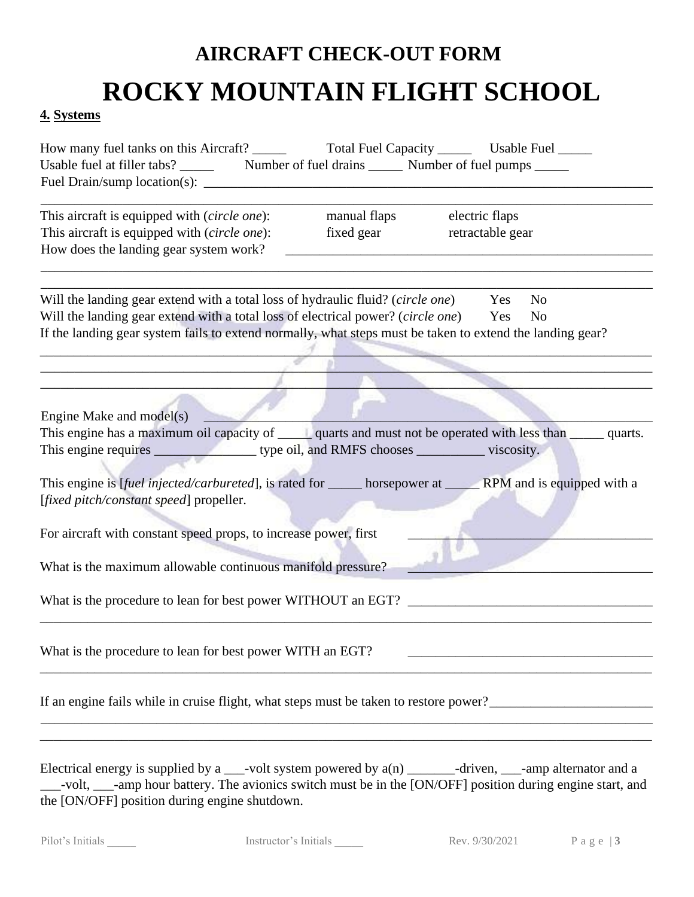# AIRCRAFT CHECK-OUT FORM

# ROCKY MOUNTAIN FLIGHT SCHOOL

**4. Systems**

How many fuel tanks on this Aircraft? _____ Total Fuel Capacity _____ Usable Fuel _____

Usable fuel at filler tabs? _____ Number of fuel drains _____ Number of fuel pumps _____

Fuel Drain/sump location(s): ______________________________________________________________________

__________________________________________________________________________________________

This aircraft is equipped with (*circle one*): manual flaps electric flaps

This aircraft is equipped with (*circle one*): fixed gear retractable gear

How does the landing gear system work? ___________________________________________________

__________________________________________________________________________________________

__________________________________________________________________________________________

Will the landing gear extend with a total loss of hydraulic fluid? (*circle one*) Yes No

Will the landing gear extend with a total loss of electrical power? (*circle one*) Yes No

If the landing gear system fails to extend normally, what steps must be taken to extend the landing gear?

__________________________________________________________________________________________

__________________________________________________________________________________________

__________________________________________________________________________________________

Engine Make and model(s) _______________________________________________________________

This engine has a maximum oil capacity of _____ quarts and must not be operated with less than _____ quarts.

This engine requires _______________ type oil, and RMFS chooses __________ viscosity.

This engine is [*fuel injected/carbureted*], is rated for _____ horsepower at _____ RPM and is equipped with a [*fixed pitch/constant speed*] propeller.

For aircraft with constant speed props, to increase power, first _____________________________________

What is the maximum allowable continuous manifold pressure? _____________________________________

What is the procedure to lean for best power WITHOUT an EGT? ____________________________________

__________________________________________________________________________________________

What is the procedure to lean for best power WITH an EGT? _____________________________________

__________________________________________________________________________________________

If an engine fails while in cruise flight, what steps must be taken to restore power?________________________

__________________________________________________________________________________________

__________________________________________________________________________________________

Electrical energy is supplied by a ___-volt system powered by a(n) _______-driven, ___-amp alternator and a ___-volt, ___-amp hour battery. The avionics switch must be in the [ON/OFF] position during engine start, and the [ON/OFF] position during engine shutdown.

Pilot's Initials _____ Instructor's Initials _____ Rev. 9/30/2021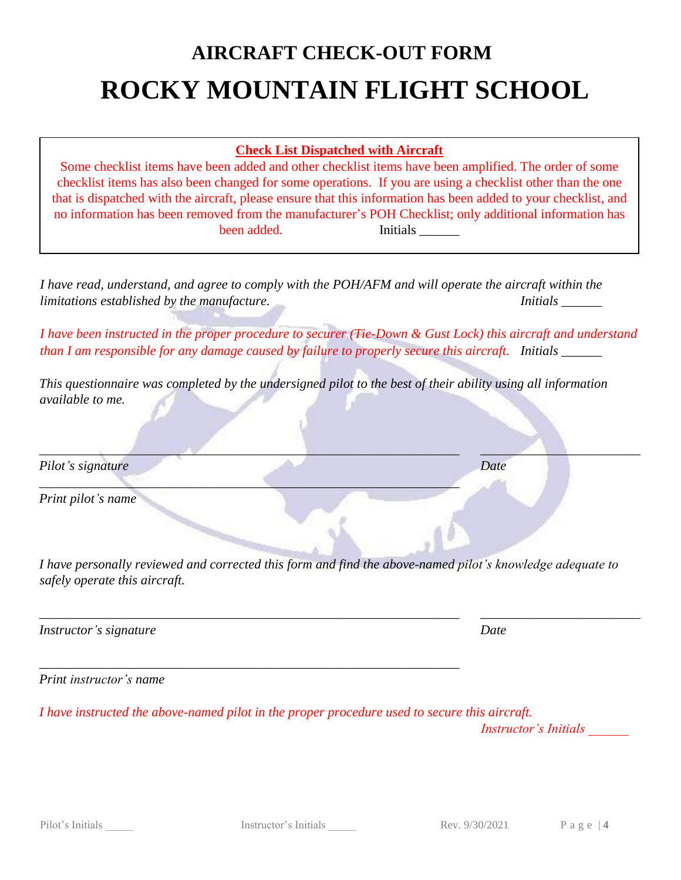# AIRCRAFT CHECK-OUT FORM

# ROCKY MOUNTAIN FLIGHT SCHOOL

**Check List Dispatched with Aircraft**

Some checklist items have been added and other checklist items have been amplified. The order of some checklist items has also been changed for some operations. If you are using a checklist other than the one that is dispatched with the aircraft, please ensure that this information has been added to your checklist, and no information has been removed from the manufacturer's POH Checklist; only additional information has been added. Initials ______

*I have read, understand, and agree to comply with the POH/AFM and will operate the aircraft within the limitations established by the manufacture.* *Initials ______*

*I have been instructed in the proper procedure to securer (Tie-Down & Gust Lock) this aircraft and understand than I am responsible for any damage caused by failure to properly secure this aircraft.* *Initials ______*

*This questionnaire was completed by the undersigned pilot to the best of their ability using all information available to me.*

_______________________________________________ ________________________

*Pilot's signature* *Date*

_______________________________________________

*Print pilot's name*

*I have personally reviewed and corrected this form and find the above-named pilot's knowledge adequate to safely operate this aircraft.*

_______________________________________________ ________________________

*Instructor's signature* *Date*

_______________________________________________

*Print instructor's name*

*I have instructed the above-named pilot in the proper procedure used to secure this aircraft.*

*Instructor's Initials ______*

Pilot's Initials _____ Instructor's Initials _____ Rev. 9/30/2021